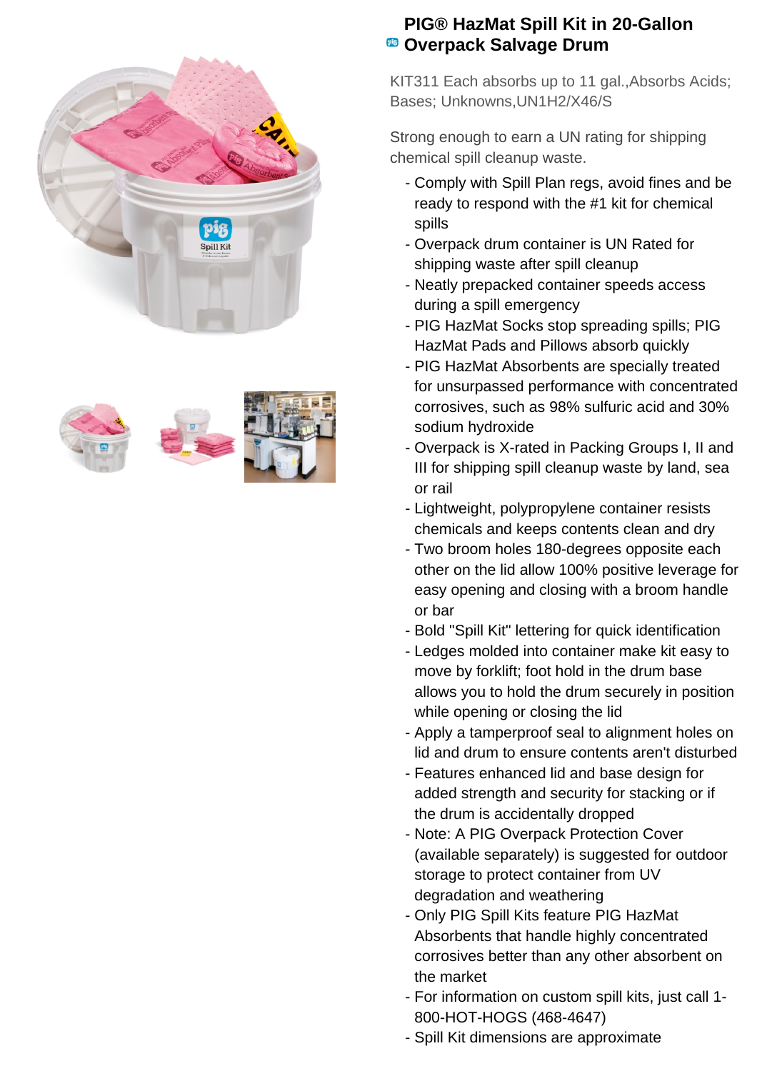# PIG® HazMat Spill Kit in 20-Gallon Overpack Salvage Drum

KIT311 Each absorbs up to 11 gal.,Absorbs Acids; Bases; Unknowns,UN1H2/X46/S

Strong enough to earn a UN rating for shipping chemical spill cleanup waste.

- Comply with Spill Plan regs, avoid fines and be ready to respond with the #1 kit for chemical spills
- Overpack drum container is UN Rated for shipping waste after spill cleanup
- Neatly prepacked container speeds access during a spill emergency
- PIG HazMat Socks stop spreading spills; PIG HazMat Pads and Pillows absorb quickly
- PIG HazMat Absorbents are specially treated for unsurpassed performance with concentrated corrosives, such as 98% sulfuric acid and 30% sodium hydroxide
- Overpack is X-rated in Packing Groups I, II and III for shipping spill cleanup waste by land, sea or rail
- Lightweight, polypropylene container resists chemicals and keeps contents clean and dry
- Two broom holes 180-degrees opposite each other on the lid allow 100% positive leverage for easy opening and closing with a broom handle or bar
- Bold "Spill Kit" lettering for quick identification
- Ledges molded into container make kit easy to move by forklift; foot hold in the drum base allows you to hold the drum securely in position while opening or closing the lid
- Apply a tamperproof seal to alignment holes on lid and drum to ensure contents aren't disturbed
- Features enhanced lid and base design for added strength and security for stacking or if the drum is accidentally dropped
- Note: A PIG Overpack Protection Cover (available separately) is suggested for outdoor storage to protect container from UV degradation and weathering
- Only PIG Spill Kits feature PIG HazMat Absorbents that handle highly concentrated corrosives better than any other absorbent on the market
- For information on custom spill kits, just call 1-800-HOT-HOGS (468-4647)
- Spill Kit dimensions are approximate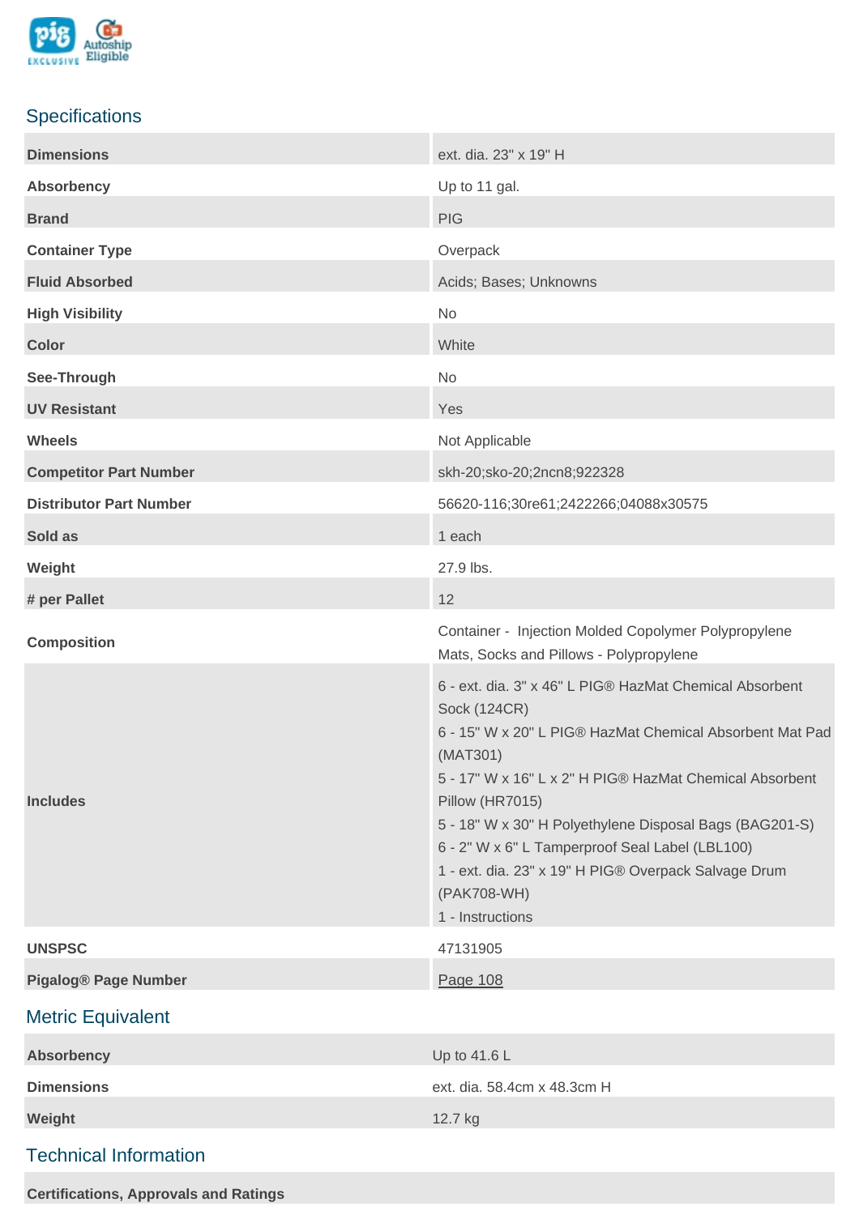PIG EXCLUSIVE  Autoship Eligible

## Specifications

| | |
|---|---|
| **Dimensions** | ext. dia. 23" x 19" H |
| **Absorbency** | Up to 11 gal. |
| **Brand** | PIG |
| **Container Type** | Overpack |
| **Fluid Absorbed** | Acids; Bases; Unknowns |
| **High Visibility** | No |
| **Color** | White |
| **See-Through** | No |
| **UV Resistant** | Yes |
| **Wheels** | Not Applicable |
| **Competitor Part Number** | skh-20;sko-20;2ncn8;922328 |
| **Distributor Part Number** | 56620-116;30re61;2422266;04088x30575 |
| **Sold as** | 1 each |
| **Weight** | 27.9 lbs. |
| **# per Pallet** | 12 |
| **Composition** | Container - Injection Molded Copolymer Polypropylene<br>Mats, Socks and Pillows - Polypropylene |
| **Includes** | 6 - ext. dia. 3" x 46" L PIG® HazMat Chemical Absorbent Sock (124CR)<br>6 - 15" W x 20" L PIG® HazMat Chemical Absorbent Mat Pad (MAT301)<br>5 - 17" W x 16" L x 2" H PIG® HazMat Chemical Absorbent Pillow (HR7015)<br>5 - 18" W x 30" H Polyethylene Disposal Bags (BAG201-S)<br>6 - 2" W x 6" L Tamperproof Seal Label (LBL100)<br>1 - ext. dia. 23" x 19" H PIG® Overpack Salvage Drum (PAK708-WH)<br>1 - Instructions |
| **UNSPSC** | 47131905 |
| **Pigalog® Page Number** | Page 108 |

## Metric Equivalent

| | |
|---|---|
| **Absorbency** | Up to 41.6 L |
| **Dimensions** | ext. dia. 58.4cm x 48.3cm H |
| **Weight** | 12.7 kg |

## Technical Information

**Certifications, Approvals and Ratings**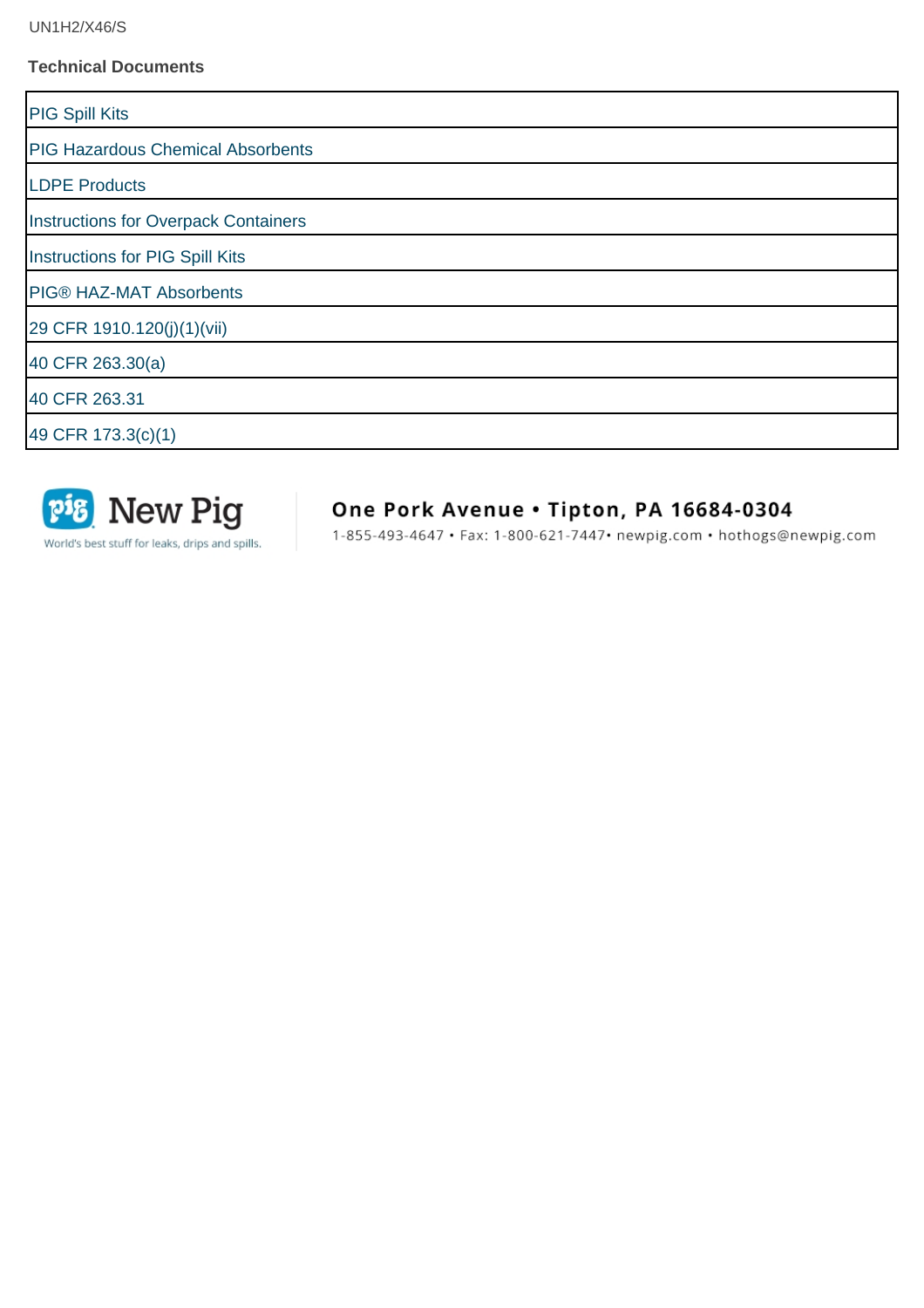UN1H2/X46/S

**Technical Documents**

| |
|---|
| PIG Spill Kits |
| PIG Hazardous Chemical Absorbents |
| LDPE Products |
| Instructions for Overpack Containers |
| Instructions for PIG Spill Kits |
| PIG® HAZ-MAT Absorbents |
| 29 CFR 1910.120(j)(1)(vii) |
| 40 CFR 263.30(a) |
| 40 CFR 263.31 |
| 49 CFR 173.3(c)(1) |

New Pig
World's best stuff for leaks, drips and spills.

One Pork Avenue • Tipton, PA 16684-0304
1-855-493-4647 • Fax: 1-800-621-7447• newpig.com • hothogs@newpig.com